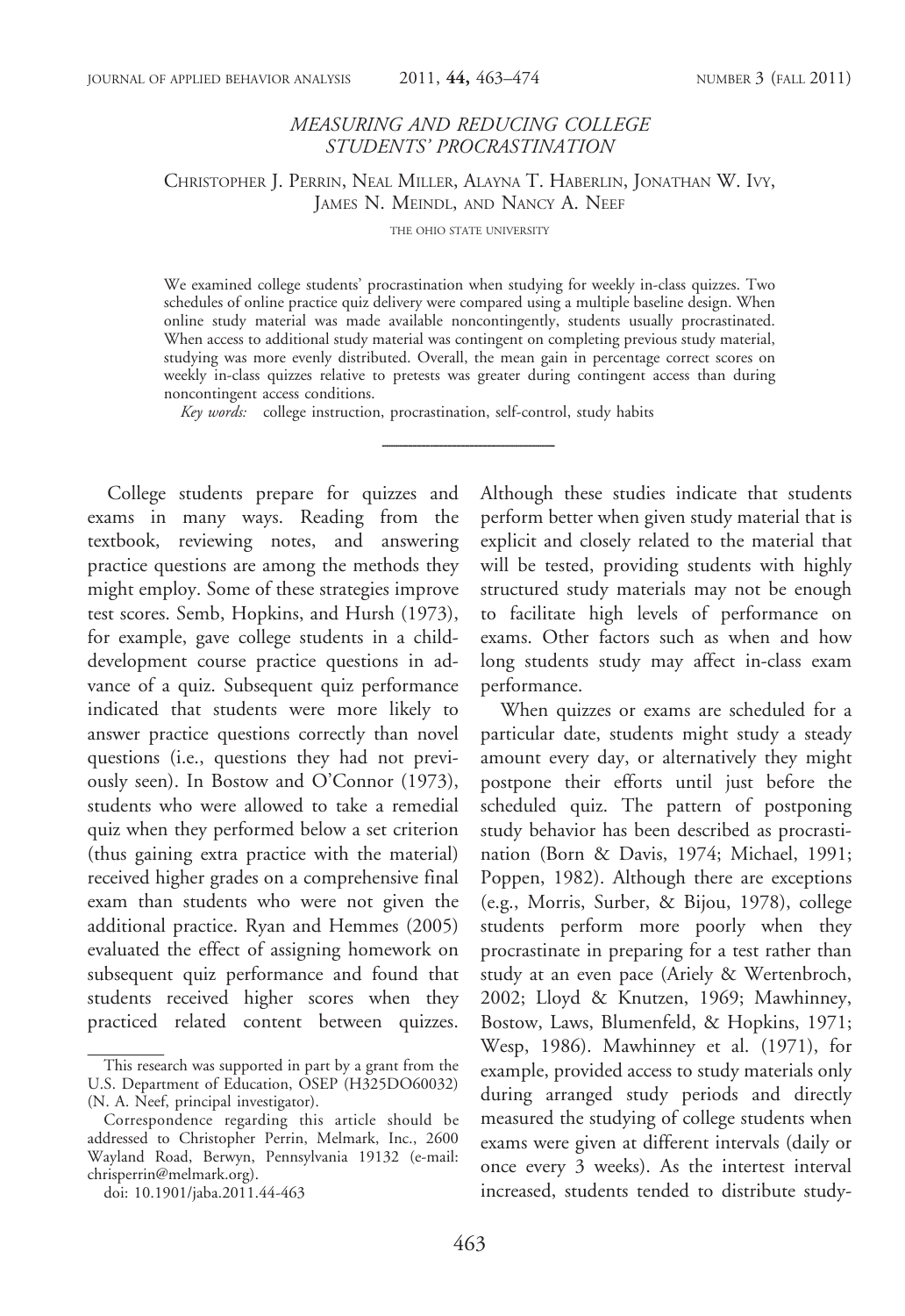# MEASURING AND REDUCING COLLEGE STUDENTS' PROCRASTINATION

Christopher J. Perrin, Neal Miller, Alayna T. Haberlin, Jonathan W. Ivy, James N. Meindl, and Nancy A. Neef

THE OHIO STATE UNIVERSITY

We examined college students' procrastination when studying for weekly in-class quizzes. Two schedules of online practice quiz delivery were compared using a multiple baseline design. When online study material was made available noncontingently, students usually procrastinated. When access to additional study material was contingent on completing previous study material, studying was more evenly distributed. Overall, the mean gain in percentage correct scores on weekly in-class quizzes relative to pretests was greater during contingent access than during noncontingent access conditions.

*Key words:* college instruction, procrastination, self-control, study habits

---

College students prepare for quizzes and exams in many ways. Reading from the textbook, reviewing notes, and answering practice questions are among the methods they might employ. Some of these strategies improve test scores. Semb, Hopkins, and Hursh (1973), for example, gave college students in a child-development course practice questions in advance of a quiz. Subsequent quiz performance indicated that students were more likely to answer practice questions correctly than novel questions (i.e., questions they had not previously seen). In Bostow and O'Connor (1973), students who were allowed to take a remedial quiz when they performed below a set criterion (thus gaining extra practice with the material) received higher grades on a comprehensive final exam than students who were not given the additional practice. Ryan and Hemmes (2005) evaluated the effect of assigning homework on subsequent quiz performance and found that students received higher scores when they practiced related content between quizzes. Although these studies indicate that students perform better when given study material that is explicit and closely related to the material that will be tested, providing students with highly structured study materials may not be enough to facilitate high levels of performance on exams. Other factors such as when and how long students study may affect in-class exam performance.

When quizzes or exams are scheduled for a particular date, students might study a steady amount every day, or alternatively they might postpone their efforts until just before the scheduled quiz. The pattern of postponing study behavior has been described as procrastination (Born & Davis, 1974; Michael, 1991; Poppen, 1982). Although there are exceptions (e.g., Morris, Surber, & Bijou, 1978), college students perform more poorly when they procrastinate in preparing for a test rather than study at an even pace (Ariely & Wertenbroch, 2002; Lloyd & Knutzen, 1969; Mawhinney, Bostow, Laws, Blumenfeld, & Hopkins, 1971; Wesp, 1986). Mawhinney et al. (1971), for example, provided access to study materials only during arranged study periods and directly measured the studying of college students when exams were given at different intervals (daily or once every 3 weeks). As the intertest interval increased, students tended to distribute study-

---

This research was supported in part by a grant from the U.S. Department of Education, OSEP (H325DO60032) (N. A. Neef, principal investigator).

Correspondence regarding this article should be addressed to Christopher Perrin, Melmark, Inc., 2600 Wayland Road, Berwyn, Pennsylvania 19132 (e-mail: chrisperrin@melmark.org).

doi: 10.1901/jaba.2011.44-463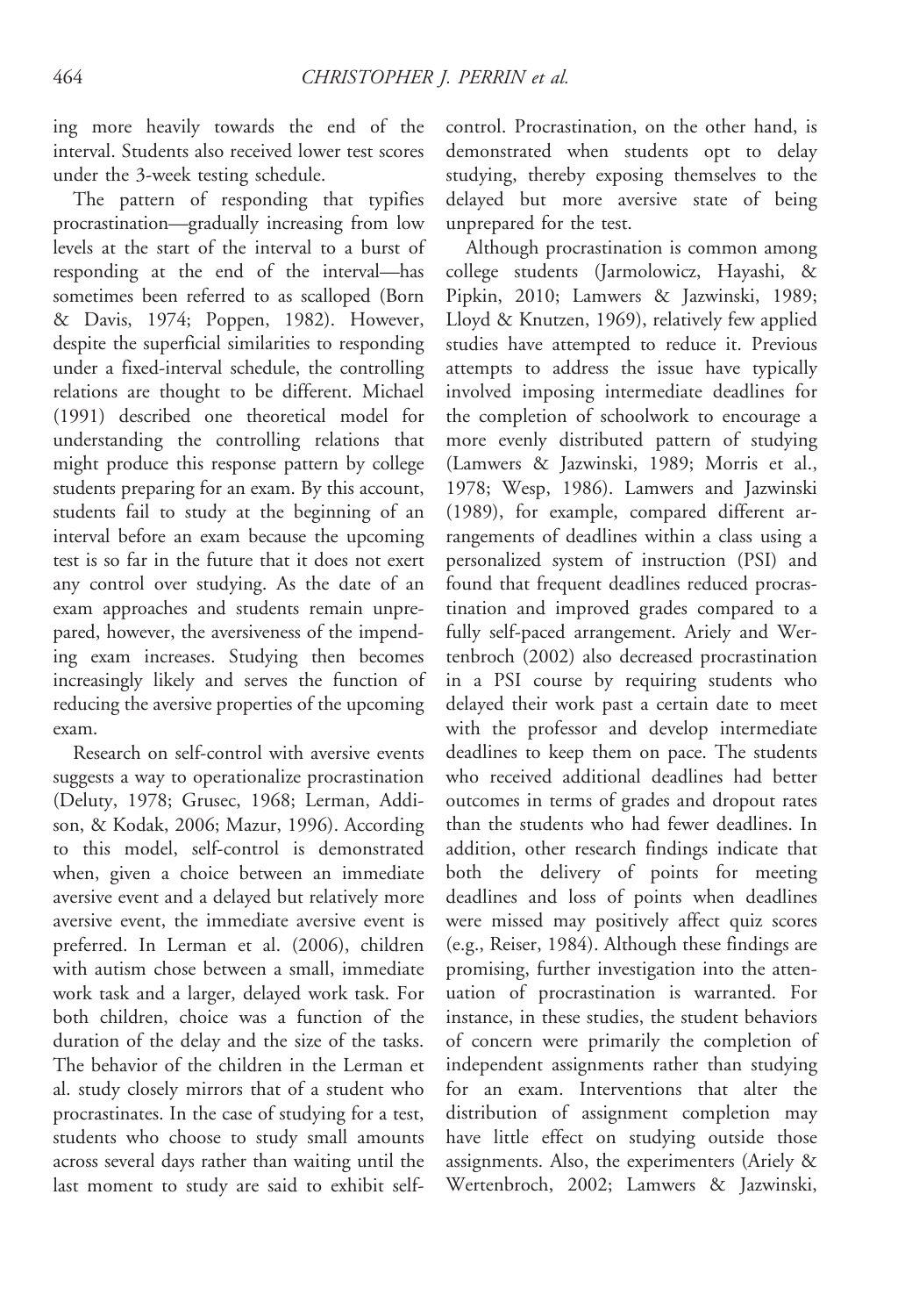ing more heavily towards the end of the interval. Students also received lower test scores under the 3-week testing schedule.

The pattern of responding that typifies procrastination—gradually increasing from low levels at the start of the interval to a burst of responding at the end of the interval—has sometimes been referred to as scalloped (Born & Davis, 1974; Poppen, 1982). However, despite the superficial similarities to responding under a fixed-interval schedule, the controlling relations are thought to be different. Michael (1991) described one theoretical model for understanding the controlling relations that might produce this response pattern by college students preparing for an exam. By this account, students fail to study at the beginning of an interval before an exam because the upcoming test is so far in the future that it does not exert any control over studying. As the date of an exam approaches and students remain unprepared, however, the aversiveness of the impending exam increases. Studying then becomes increasingly likely and serves the function of reducing the aversive properties of the upcoming exam.

Research on self-control with aversive events suggests a way to operationalize procrastination (Deluty, 1978; Grusec, 1968; Lerman, Addison, & Kodak, 2006; Mazur, 1996). According to this model, self-control is demonstrated when, given a choice between an immediate aversive event and a delayed but relatively more aversive event, the immediate aversive event is preferred. In Lerman et al. (2006), children with autism chose between a small, immediate work task and a larger, delayed work task. For both children, choice was a function of the duration of the delay and the size of the tasks. The behavior of the children in the Lerman et al. study closely mirrors that of a student who procrastinates. In the case of studying for a test, students who choose to study small amounts across several days rather than waiting until the last moment to study are said to exhibit self-control. Procrastination, on the other hand, is demonstrated when students opt to delay studying, thereby exposing themselves to the delayed but more aversive state of being unprepared for the test.

Although procrastination is common among college students (Jarmolowicz, Hayashi, & Pipkin, 2010; Lamwers & Jazwinski, 1989; Lloyd & Knutzen, 1969), relatively few applied studies have attempted to reduce it. Previous attempts to address the issue have typically involved imposing intermediate deadlines for the completion of schoolwork to encourage a more evenly distributed pattern of studying (Lamwers & Jazwinski, 1989; Morris et al., 1978; Wesp, 1986). Lamwers and Jazwinski (1989), for example, compared different arrangements of deadlines within a class using a personalized system of instruction (PSI) and found that frequent deadlines reduced procrastination and improved grades compared to a fully self-paced arrangement. Ariely and Wertenbroch (2002) also decreased procrastination in a PSI course by requiring students who delayed their work past a certain date to meet with the professor and develop intermediate deadlines to keep them on pace. The students who received additional deadlines had better outcomes in terms of grades and dropout rates than the students who had fewer deadlines. In addition, other research findings indicate that both the delivery of points for meeting deadlines and loss of points when deadlines were missed may positively affect quiz scores (e.g., Reiser, 1984). Although these findings are promising, further investigation into the attenuation of procrastination is warranted. For instance, in these studies, the student behaviors of concern were primarily the completion of independent assignments rather than studying for an exam. Interventions that alter the distribution of assignment completion may have little effect on studying outside those assignments. Also, the experimenters (Ariely & Wertenbroch, 2002; Lamwers & Jazwinski,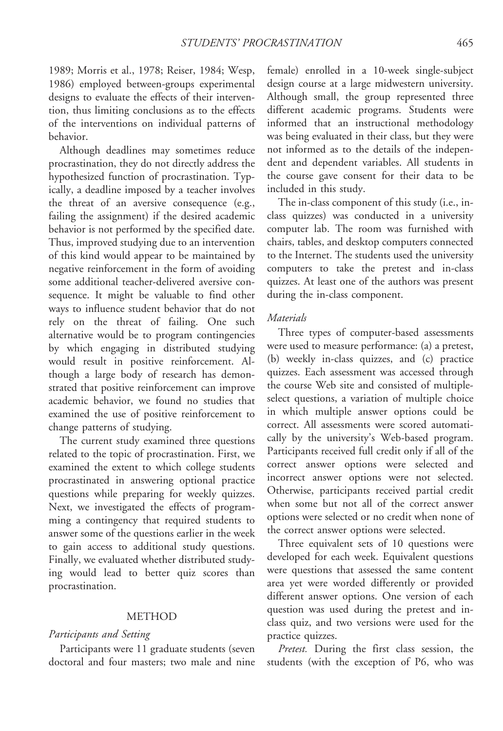1989; Morris et al., 1978; Reiser, 1984; Wesp, 1986) employed between-groups experimental designs to evaluate the effects of their intervention, thus limiting conclusions as to the effects of the interventions on individual patterns of behavior.

Although deadlines may sometimes reduce procrastination, they do not directly address the hypothesized function of procrastination. Typically, a deadline imposed by a teacher involves the threat of an aversive consequence (e.g., failing the assignment) if the desired academic behavior is not performed by the specified date. Thus, improved studying due to an intervention of this kind would appear to be maintained by negative reinforcement in the form of avoiding some additional teacher-delivered aversive consequence. It might be valuable to find other ways to influence student behavior that do not rely on the threat of failing. One such alternative would be to program contingencies by which engaging in distributed studying would result in positive reinforcement. Although a large body of research has demonstrated that positive reinforcement can improve academic behavior, we found no studies that examined the use of positive reinforcement to change patterns of studying.

The current study examined three questions related to the topic of procrastination. First, we examined the extent to which college students procrastinated in answering optional practice questions while preparing for weekly quizzes. Next, we investigated the effects of programming a contingency that required students to answer some of the questions earlier in the week to gain access to additional study questions. Finally, we evaluated whether distributed studying would lead to better quiz scores than procrastination.

## METHOD

### *Participants and Setting*

Participants were 11 graduate students (seven doctoral and four masters; two male and nine female) enrolled in a 10-week single-subject design course at a large midwestern university. Although small, the group represented three different academic programs. Students were informed that an instructional methodology was being evaluated in their class, but they were not informed as to the details of the independent and dependent variables. All students in the course gave consent for their data to be included in this study.

The in-class component of this study (i.e., in-class quizzes) was conducted in a university computer lab. The room was furnished with chairs, tables, and desktop computers connected to the Internet. The students used the university computers to take the pretest and in-class quizzes. At least one of the authors was present during the in-class component.

### *Materials*

Three types of computer-based assessments were used to measure performance: (a) a pretest, (b) weekly in-class quizzes, and (c) practice quizzes. Each assessment was accessed through the course Web site and consisted of multiple-select questions, a variation of multiple choice in which multiple answer options could be correct. All assessments were scored automatically by the university's Web-based program. Participants received full credit only if all of the correct answer options were selected and incorrect answer options were not selected. Otherwise, participants received partial credit when some but not all of the correct answer options were selected or no credit when none of the correct answer options were selected.

Three equivalent sets of 10 questions were developed for each week. Equivalent questions were questions that assessed the same content area yet were worded differently or provided different answer options. One version of each question was used during the pretest and in-class quiz, and two versions were used for the practice quizzes.

*Pretest.* During the first class session, the students (with the exception of P6, who was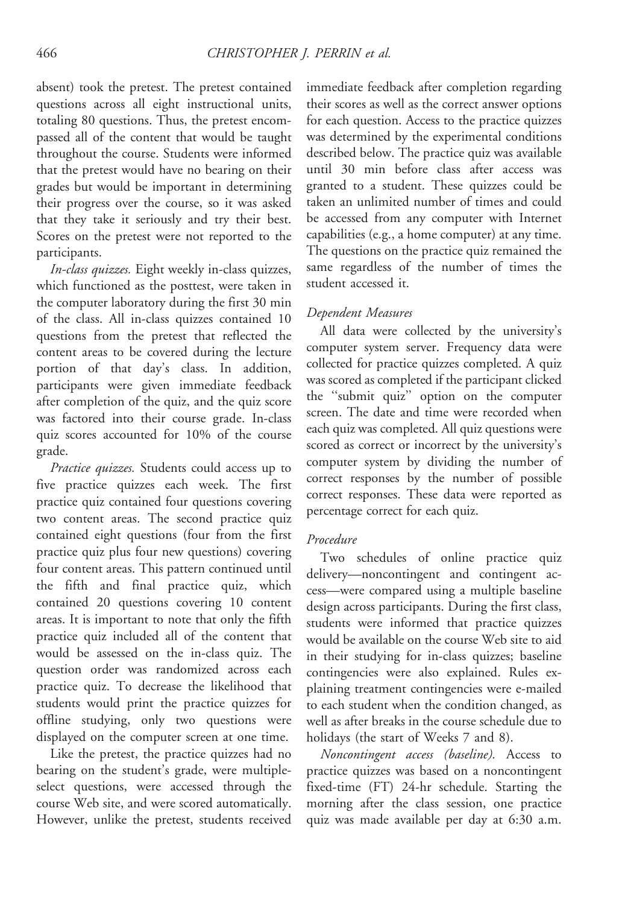absent) took the pretest. The pretest contained questions across all eight instructional units, totaling 80 questions. Thus, the pretest encompassed all of the content that would be taught throughout the course. Students were informed that the pretest would have no bearing on their grades but would be important in determining their progress over the course, so it was asked that they take it seriously and try their best. Scores on the pretest were not reported to the participants.

*In-class quizzes.* Eight weekly in-class quizzes, which functioned as the posttest, were taken in the computer laboratory during the first 30 min of the class. All in-class quizzes contained 10 questions from the pretest that reflected the content areas to be covered during the lecture portion of that day's class. In addition, participants were given immediate feedback after completion of the quiz, and the quiz score was factored into their course grade. In-class quiz scores accounted for 10% of the course grade.

*Practice quizzes.* Students could access up to five practice quizzes each week. The first practice quiz contained four questions covering two content areas. The second practice quiz contained eight questions (four from the first practice quiz plus four new questions) covering four content areas. This pattern continued until the fifth and final practice quiz, which contained 20 questions covering 10 content areas. It is important to note that only the fifth practice quiz included all of the content that would be assessed on the in-class quiz. The question order was randomized across each practice quiz. To decrease the likelihood that students would print the practice quizzes for offline studying, only two questions were displayed on the computer screen at one time.

Like the pretest, the practice quizzes had no bearing on the student's grade, were multiple-select questions, were accessed through the course Web site, and were scored automatically. However, unlike the pretest, students received immediate feedback after completion regarding their scores as well as the correct answer options for each question. Access to the practice quizzes was determined by the experimental conditions described below. The practice quiz was available until 30 min before class after access was granted to a student. These quizzes could be taken an unlimited number of times and could be accessed from any computer with Internet capabilities (e.g., a home computer) at any time. The questions on the practice quiz remained the same regardless of the number of times the student accessed it.

### *Dependent Measures*

All data were collected by the university's computer system server. Frequency data were collected for practice quizzes completed. A quiz was scored as completed if the participant clicked the "submit quiz" option on the computer screen. The date and time were recorded when each quiz was completed. All quiz questions were scored as correct or incorrect by the university's computer system by dividing the number of correct responses by the number of possible correct responses. These data were reported as percentage correct for each quiz.

### *Procedure*

Two schedules of online practice quiz delivery—noncontingent and contingent access—were compared using a multiple baseline design across participants. During the first class, students were informed that practice quizzes would be available on the course Web site to aid in their studying for in-class quizzes; baseline contingencies were also explained. Rules explaining treatment contingencies were e-mailed to each student when the condition changed, as well as after breaks in the course schedule due to holidays (the start of Weeks 7 and 8).

*Noncontingent access (baseline).* Access to practice quizzes was based on a noncontingent fixed-time (FT) 24-hr schedule. Starting the morning after the class session, one practice quiz was made available per day at 6:30 a.m.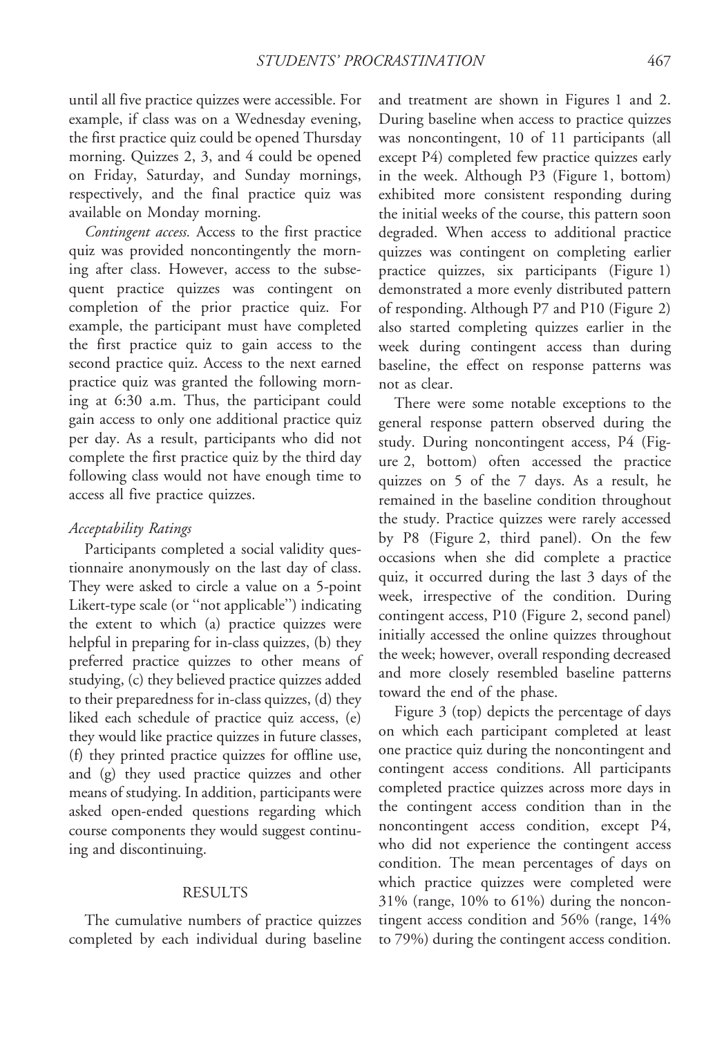until all five practice quizzes were accessible. For example, if class was on a Wednesday evening, the first practice quiz could be opened Thursday morning. Quizzes 2, 3, and 4 could be opened on Friday, Saturday, and Sunday mornings, respectively, and the final practice quiz was available on Monday morning.

*Contingent access.* Access to the first practice quiz was provided noncontingently the morning after class. However, access to the subsequent practice quizzes was contingent on completion of the prior practice quiz. For example, the participant must have completed the first practice quiz to gain access to the second practice quiz. Access to the next earned practice quiz was granted the following morning at 6:30 a.m. Thus, the participant could gain access to only one additional practice quiz per day. As a result, participants who did not complete the first practice quiz by the third day following class would not have enough time to access all five practice quizzes.

### *Acceptability Ratings*

Participants completed a social validity questionnaire anonymously on the last day of class. They were asked to circle a value on a 5-point Likert-type scale (or "not applicable") indicating the extent to which (a) practice quizzes were helpful in preparing for in-class quizzes, (b) they preferred practice quizzes to other means of studying, (c) they believed practice quizzes added to their preparedness for in-class quizzes, (d) they liked each schedule of practice quiz access, (e) they would like practice quizzes in future classes, (f) they printed practice quizzes for offline use, and (g) they used practice quizzes and other means of studying. In addition, participants were asked open-ended questions regarding which course components they would suggest continuing and discontinuing.

## RESULTS

The cumulative numbers of practice quizzes completed by each individual during baseline and treatment are shown in Figures 1 and 2. During baseline when access to practice quizzes was noncontingent, 10 of 11 participants (all except P4) completed few practice quizzes early in the week. Although P3 (Figure 1, bottom) exhibited more consistent responding during the initial weeks of the course, this pattern soon degraded. When access to additional practice quizzes was contingent on completing earlier practice quizzes, six participants (Figure 1) demonstrated a more evenly distributed pattern of responding. Although P7 and P10 (Figure 2) also started completing quizzes earlier in the week during contingent access than during baseline, the effect on response patterns was not as clear.

There were some notable exceptions to the general response pattern observed during the study. During noncontingent access, P4 (Figure 2, bottom) often accessed the practice quizzes on 5 of the 7 days. As a result, he remained in the baseline condition throughout the study. Practice quizzes were rarely accessed by P8 (Figure 2, third panel). On the few occasions when she did complete a practice quiz, it occurred during the last 3 days of the week, irrespective of the condition. During contingent access, P10 (Figure 2, second panel) initially accessed the online quizzes throughout the week; however, overall responding decreased and more closely resembled baseline patterns toward the end of the phase.

Figure 3 (top) depicts the percentage of days on which each participant completed at least one practice quiz during the noncontingent and contingent access conditions. All participants completed practice quizzes across more days in the contingent access condition than in the noncontingent access condition, except P4, who did not experience the contingent access condition. The mean percentages of days on which practice quizzes were completed were 31% (range, 10% to 61%) during the noncontingent access condition and 56% (range, 14% to 79%) during the contingent access condition.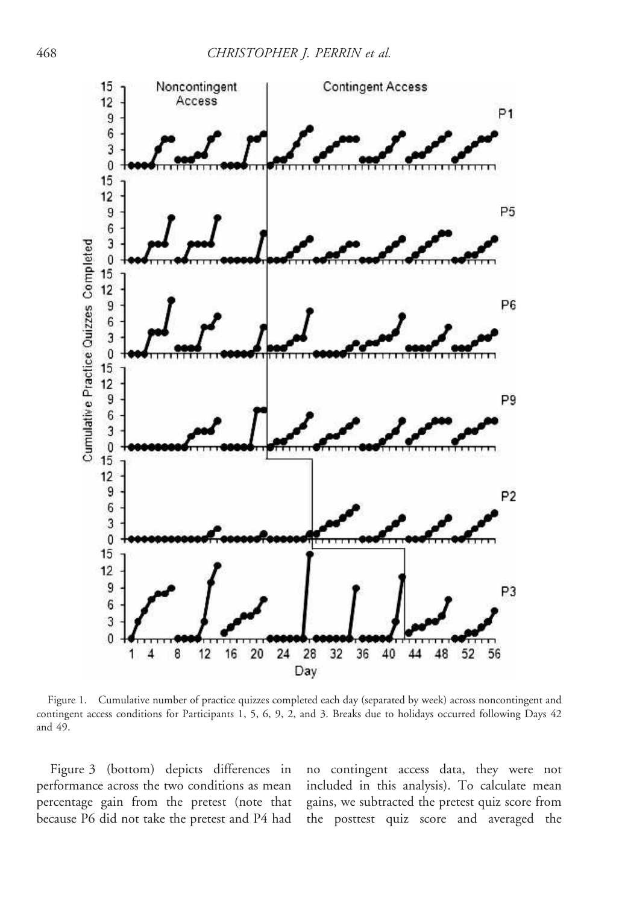Figure 1. Cumulative number of practice quizzes completed each day (separated by week) across noncontingent and contingent access conditions for Participants 1, 5, 6, 9, 2, and 3. Breaks due to holidays occurred following Days 42 and 49.

Figure 3 (bottom) depicts differences in performance across the two conditions as mean percentage gain from the pretest (note that because P6 did not take the pretest and P4 had no contingent access data, they were not included in this analysis). To calculate mean gains, we subtracted the pretest quiz score from the posttest quiz score and averaged the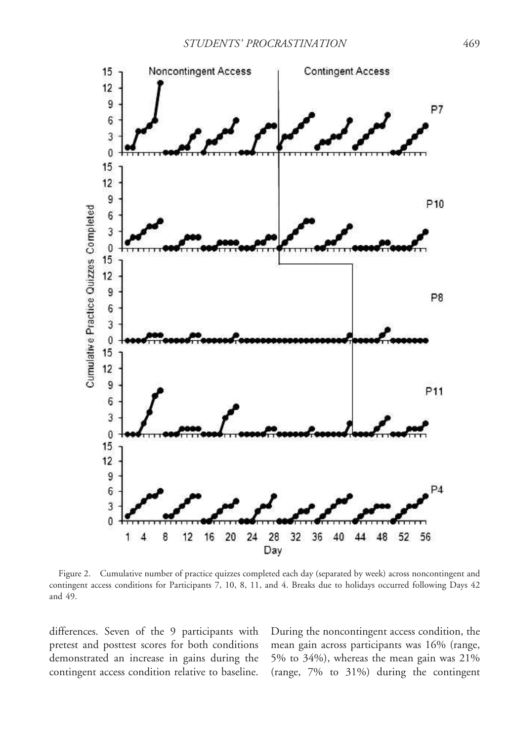Figure 2. Cumulative number of practice quizzes completed each day (separated by week) across noncontingent and contingent access conditions for Participants 7, 10, 8, 11, and 4. Breaks due to holidays occurred following Days 42 and 49.

differences. Seven of the 9 participants with pretest and posttest scores for both conditions demonstrated an increase in gains during the contingent access condition relative to baseline. During the noncontingent access condition, the mean gain across participants was 16% (range, 5% to 34%), whereas the mean gain was 21% (range, 7% to 31%) during the contingent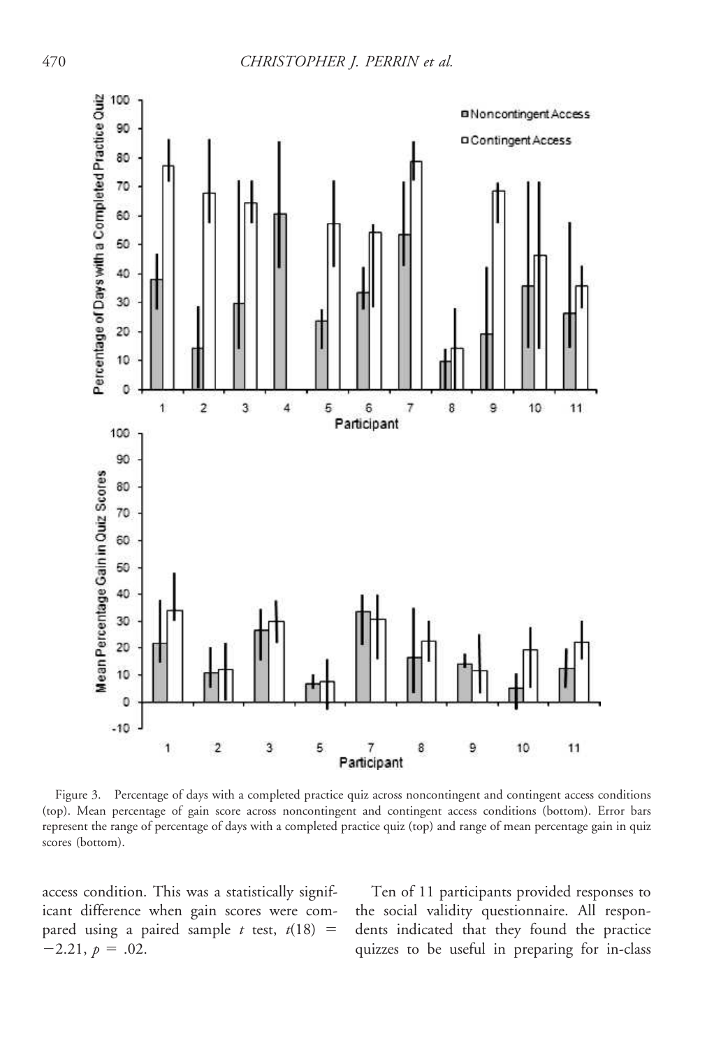Figure 3. Percentage of days with a completed practice quiz across noncontingent and contingent access conditions (top). Mean percentage of gain score across noncontingent and contingent access conditions (bottom). Error bars represent the range of percentage of days with a completed practice quiz (top) and range of mean percentage gain in quiz scores (bottom).

access condition. This was a statistically significant difference when gain scores were compared using a paired sample $t$ test, $t(18) = -2.21$, $p = .02$.

Ten of 11 participants provided responses to the social validity questionnaire. All respondents indicated that they found the practice quizzes to be useful in preparing for in-class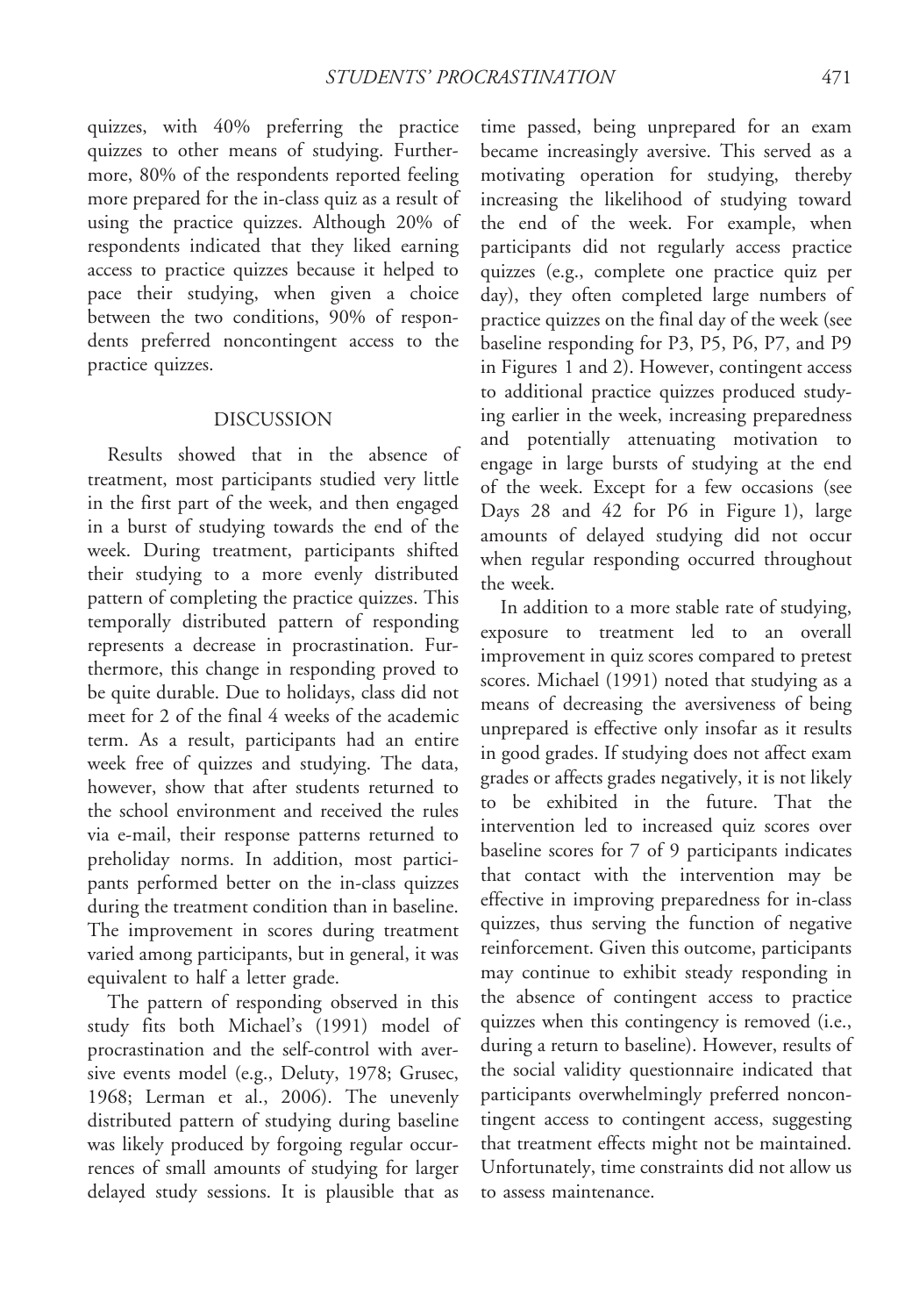quizzes, with 40% preferring the practice quizzes to other means of studying. Furthermore, 80% of the respondents reported feeling more prepared for the in-class quiz as a result of using the practice quizzes. Although 20% of respondents indicated that they liked earning access to practice quizzes because it helped to pace their studying, when given a choice between the two conditions, 90% of respondents preferred noncontingent access to the practice quizzes.

## DISCUSSION

Results showed that in the absence of treatment, most participants studied very little in the first part of the week, and then engaged in a burst of studying towards the end of the week. During treatment, participants shifted their studying to a more evenly distributed pattern of completing the practice quizzes. This temporally distributed pattern of responding represents a decrease in procrastination. Furthermore, this change in responding proved to be quite durable. Due to holidays, class did not meet for 2 of the final 4 weeks of the academic term. As a result, participants had an entire week free of quizzes and studying. The data, however, show that after students returned to the school environment and received the rules via e-mail, their response patterns returned to preholiday norms. In addition, most participants performed better on the in-class quizzes during the treatment condition than in baseline. The improvement in scores during treatment varied among participants, but in general, it was equivalent to half a letter grade.

The pattern of responding observed in this study fits both Michael's (1991) model of procrastination and the self-control with aversive events model (e.g., Deluty, 1978; Grusec, 1968; Lerman et al., 2006). The unevenly distributed pattern of studying during baseline was likely produced by forgoing regular occurrences of small amounts of studying for larger delayed study sessions. It is plausible that as time passed, being unprepared for an exam became increasingly aversive. This served as a motivating operation for studying, thereby increasing the likelihood of studying toward the end of the week. For example, when participants did not regularly access practice quizzes (e.g., complete one practice quiz per day), they often completed large numbers of practice quizzes on the final day of the week (see baseline responding for P3, P5, P6, P7, and P9 in Figures 1 and 2). However, contingent access to additional practice quizzes produced studying earlier in the week, increasing preparedness and potentially attenuating motivation to engage in large bursts of studying at the end of the week. Except for a few occasions (see Days 28 and 42 for P6 in Figure 1), large amounts of delayed studying did not occur when regular responding occurred throughout the week.

In addition to a more stable rate of studying, exposure to treatment led to an overall improvement in quiz scores compared to pretest scores. Michael (1991) noted that studying as a means of decreasing the aversiveness of being unprepared is effective only insofar as it results in good grades. If studying does not affect exam grades or affects grades negatively, it is not likely to be exhibited in the future. That the intervention led to increased quiz scores over baseline scores for 7 of 9 participants indicates that contact with the intervention may be effective in improving preparedness for in-class quizzes, thus serving the function of negative reinforcement. Given this outcome, participants may continue to exhibit steady responding in the absence of contingent access to practice quizzes when this contingency is removed (i.e., during a return to baseline). However, results of the social validity questionnaire indicated that participants overwhelmingly preferred noncontingent access to contingent access, suggesting that treatment effects might not be maintained. Unfortunately, time constraints did not allow us to assess maintenance.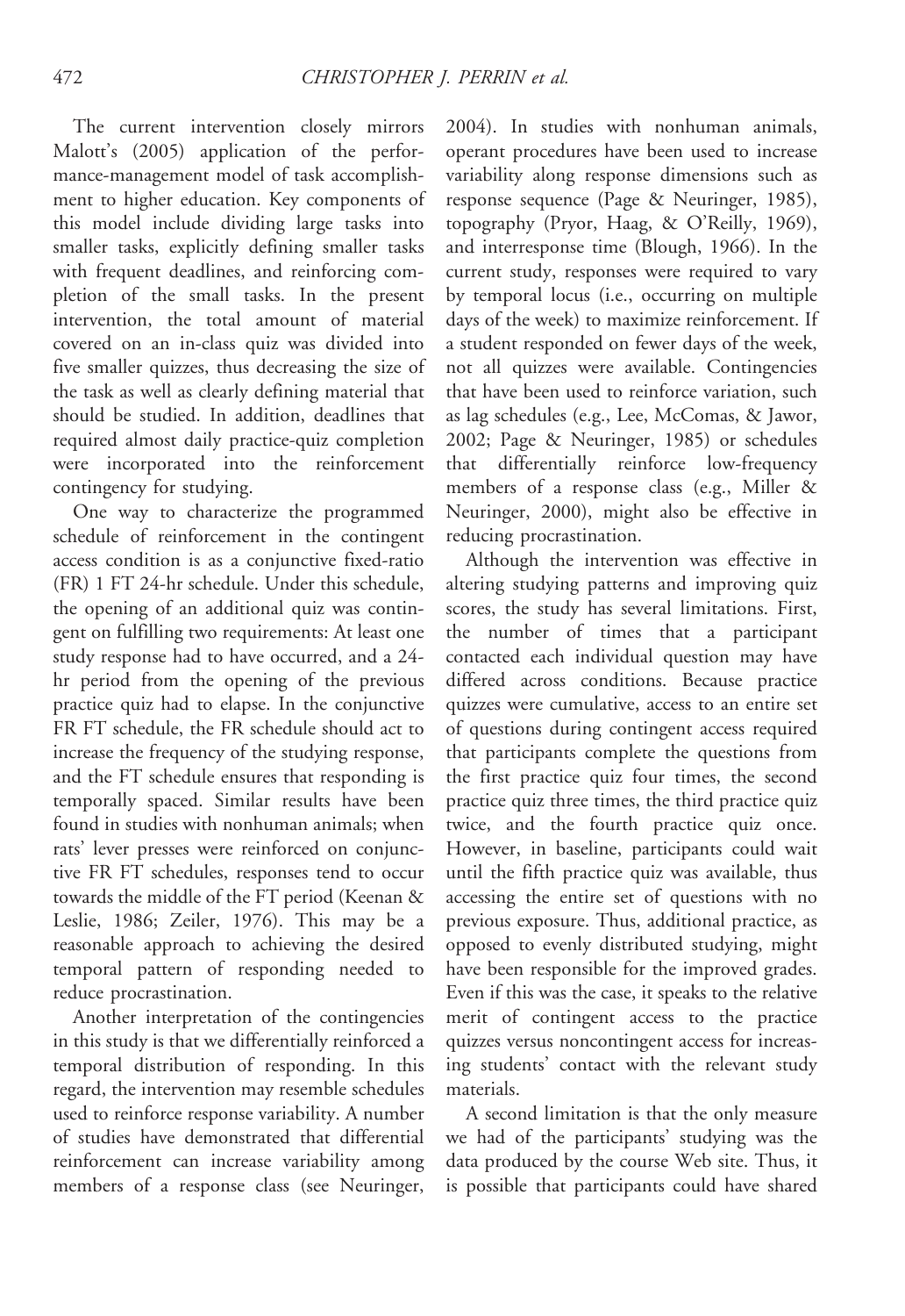The current intervention closely mirrors Malott's (2005) application of the performance-management model of task accomplishment to higher education. Key components of this model include dividing large tasks into smaller tasks, explicitly defining smaller tasks with frequent deadlines, and reinforcing completion of the small tasks. In the present intervention, the total amount of material covered on an in-class quiz was divided into five smaller quizzes, thus decreasing the size of the task as well as clearly defining material that should be studied. In addition, deadlines that required almost daily practice-quiz completion were incorporated into the reinforcement contingency for studying.

One way to characterize the programmed schedule of reinforcement in the contingent access condition is as a conjunctive fixed-ratio (FR) 1 FT 24-hr schedule. Under this schedule, the opening of an additional quiz was contingent on fulfilling two requirements: At least one study response had to have occurred, and a 24-hr period from the opening of the previous practice quiz had to elapse. In the conjunctive FR FT schedule, the FR schedule should act to increase the frequency of the studying response, and the FT schedule ensures that responding is temporally spaced. Similar results have been found in studies with nonhuman animals; when rats' lever presses were reinforced on conjunctive FR FT schedules, responses tend to occur towards the middle of the FT period (Keenan & Leslie, 1986; Zeiler, 1976). This may be a reasonable approach to achieving the desired temporal pattern of responding needed to reduce procrastination.

Another interpretation of the contingencies in this study is that we differentially reinforced a temporal distribution of responding. In this regard, the intervention may resemble schedules used to reinforce response variability. A number of studies have demonstrated that differential reinforcement can increase variability among members of a response class (see Neuringer, 2004). In studies with nonhuman animals, operant procedures have been used to increase variability along response dimensions such as response sequence (Page & Neuringer, 1985), topography (Pryor, Haag, & O'Reilly, 1969), and interresponse time (Blough, 1966). In the current study, responses were required to vary by temporal locus (i.e., occurring on multiple days of the week) to maximize reinforcement. If a student responded on fewer days of the week, not all quizzes were available. Contingencies that have been used to reinforce variation, such as lag schedules (e.g., Lee, McComas, & Jawor, 2002; Page & Neuringer, 1985) or schedules that differentially reinforce low-frequency members of a response class (e.g., Miller & Neuringer, 2000), might also be effective in reducing procrastination.

Although the intervention was effective in altering studying patterns and improving quiz scores, the study has several limitations. First, the number of times that a participant contacted each individual question may have differed across conditions. Because practice quizzes were cumulative, access to an entire set of questions during contingent access required that participants complete the questions from the first practice quiz four times, the second practice quiz three times, the third practice quiz twice, and the fourth practice quiz once. However, in baseline, participants could wait until the fifth practice quiz was available, thus accessing the entire set of questions with no previous exposure. Thus, additional practice, as opposed to evenly distributed studying, might have been responsible for the improved grades. Even if this was the case, it speaks to the relative merit of contingent access to the practice quizzes versus noncontingent access for increasing students' contact with the relevant study materials.

A second limitation is that the only measure we had of the participants' studying was the data produced by the course Web site. Thus, it is possible that participants could have shared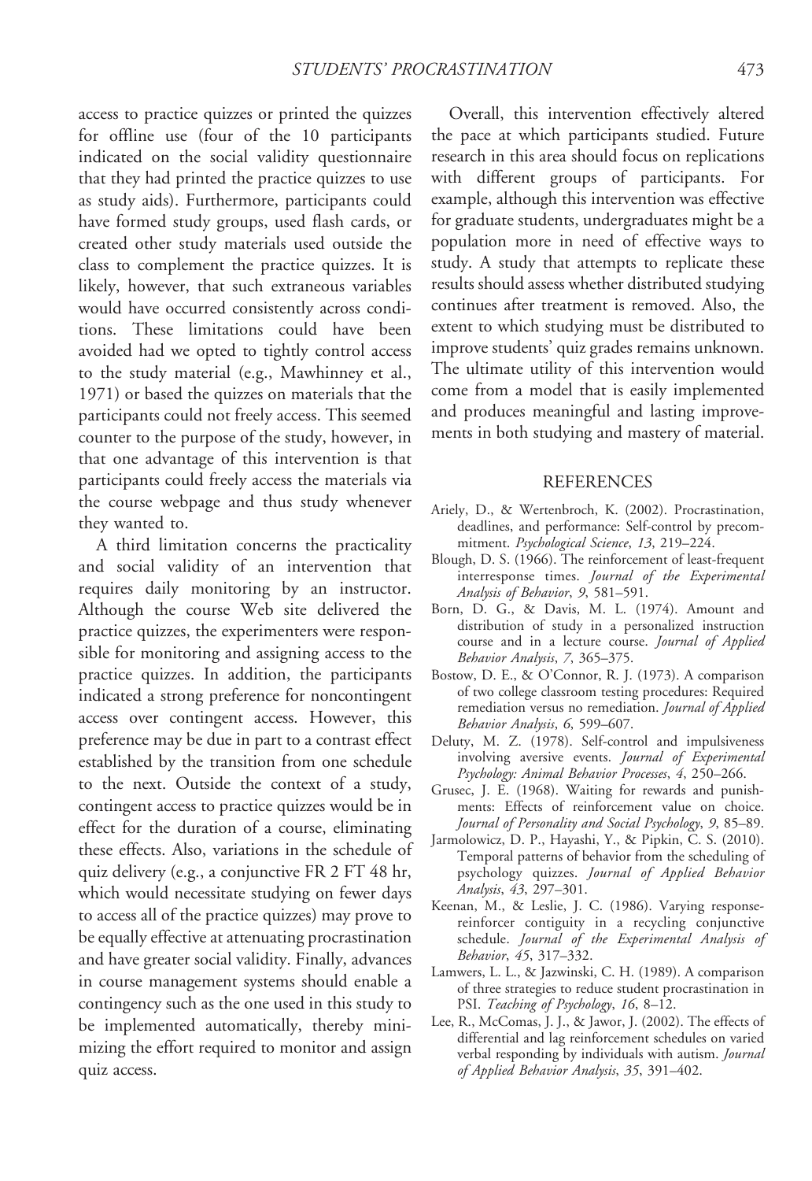access to practice quizzes or printed the quizzes for offline use (four of the 10 participants indicated on the social validity questionnaire that they had printed the practice quizzes to use as study aids). Furthermore, participants could have formed study groups, used flash cards, or created other study materials used outside the class to complement the practice quizzes. It is likely, however, that such extraneous variables would have occurred consistently across conditions. These limitations could have been avoided had we opted to tightly control access to the study material (e.g., Mawhinney et al., 1971) or based the quizzes on materials that the participants could not freely access. This seemed counter to the purpose of the study, however, in that one advantage of this intervention is that participants could freely access the materials via the course webpage and thus study whenever they wanted to.

A third limitation concerns the practicality and social validity of an intervention that requires daily monitoring by an instructor. Although the course Web site delivered the practice quizzes, the experimenters were responsible for monitoring and assigning access to the practice quizzes. In addition, the participants indicated a strong preference for noncontingent access over contingent access. However, this preference may be due in part to a contrast effect established by the transition from one schedule to the next. Outside the context of a study, contingent access to practice quizzes would be in effect for the duration of a course, eliminating these effects. Also, variations in the schedule of quiz delivery (e.g., a conjunctive FR 2 FT 48 hr, which would necessitate studying on fewer days to access all of the practice quizzes) may prove to be equally effective at attenuating procrastination and have greater social validity. Finally, advances in course management systems should enable a contingency such as the one used in this study to be implemented automatically, thereby minimizing the effort required to monitor and assign quiz access.

Overall, this intervention effectively altered the pace at which participants studied. Future research in this area should focus on replications with different groups of participants. For example, although this intervention was effective for graduate students, undergraduates might be a population more in need of effective ways to study. A study that attempts to replicate these results should assess whether distributed studying continues after treatment is removed. Also, the extent to which studying must be distributed to improve students' quiz grades remains unknown. The ultimate utility of this intervention would come from a model that is easily implemented and produces meaningful and lasting improvements in both studying and mastery of material.

## REFERENCES

Ariely, D., & Wertenbroch, K. (2002). Procrastination, deadlines, and performance: Self-control by precommitment. *Psychological Science*, *13*, 219–224.

Blough, D. S. (1966). The reinforcement of least-frequent interresponse times. *Journal of the Experimental Analysis of Behavior*, *9*, 581–591.

Born, D. G., & Davis, M. L. (1974). Amount and distribution of study in a personalized instruction course and in a lecture course. *Journal of Applied Behavior Analysis*, *7*, 365–375.

Bostow, D. E., & O'Connor, R. J. (1973). A comparison of two college classroom testing procedures: Required remediation versus no remediation. *Journal of Applied Behavior Analysis*, *6*, 599–607.

Deluty, M. Z. (1978). Self-control and impulsiveness involving aversive events. *Journal of Experimental Psychology: Animal Behavior Processes*, *4*, 250–266.

Grusec, J. E. (1968). Waiting for rewards and punishments: Effects of reinforcement value on choice. *Journal of Personality and Social Psychology*, *9*, 85–89.

Jarmolowicz, D. P., Hayashi, Y., & Pipkin, C. S. (2010). Temporal patterns of behavior from the scheduling of psychology quizzes. *Journal of Applied Behavior Analysis*, *43*, 297–301.

Keenan, M., & Leslie, J. C. (1986). Varying response-reinforcer contiguity in a recycling conjunctive schedule. *Journal of the Experimental Analysis of Behavior*, *45*, 317–332.

Lamwers, L. L., & Jazwinski, C. H. (1989). A comparison of three strategies to reduce student procrastination in PSI. *Teaching of Psychology*, *16*, 8–12.

Lee, R., McComas, J. J., & Jawor, J. (2002). The effects of differential and lag reinforcement schedules on varied verbal responding by individuals with autism. *Journal of Applied Behavior Analysis*, *35*, 391–402.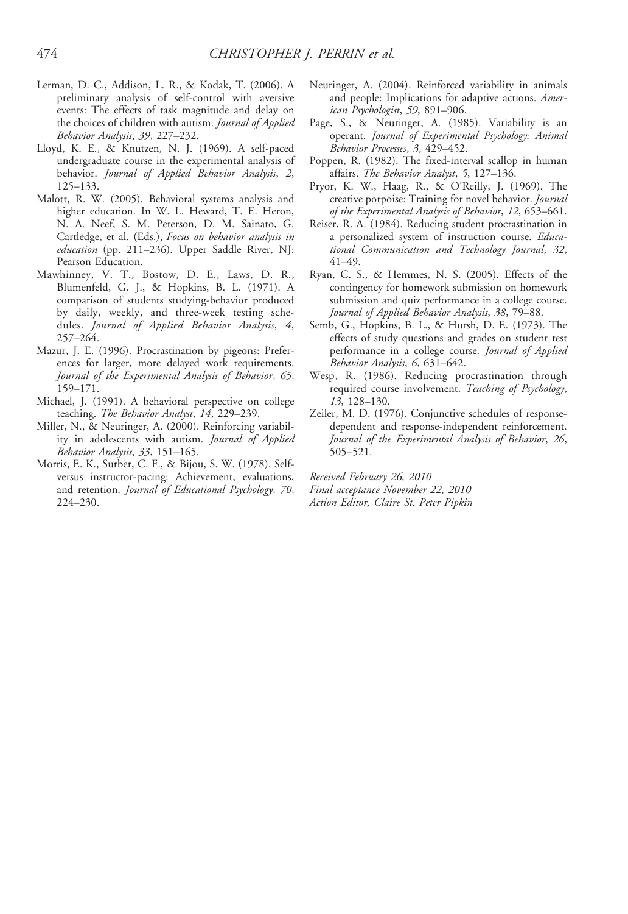Lerman, D. C., Addison, L. R., & Kodak, T. (2006). A preliminary analysis of self-control with aversive events: The effects of task magnitude and delay on the choices of children with autism. *Journal of Applied Behavior Analysis*, *39*, 227–232.

Lloyd, K. E., & Knutzen, N. J. (1969). A self-paced undergraduate course in the experimental analysis of behavior. *Journal of Applied Behavior Analysis*, *2*, 125–133.

Malott, R. W. (2005). Behavioral systems analysis and higher education. In W. L. Heward, T. E. Heron, N. A. Neef, S. M. Peterson, D. M. Sainato, G. Cartledge, et al. (Eds.), *Focus on behavior analysis in education* (pp. 211–236). Upper Saddle River, NJ: Pearson Education.

Mawhinney, V. T., Bostow, D. E., Laws, D. R., Blumenfeld, G. J., & Hopkins, B. L. (1971). A comparison of students studying-behavior produced by daily, weekly, and three-week testing schedules. *Journal of Applied Behavior Analysis*, *4*, 257–264.

Mazur, J. E. (1996). Procrastination by pigeons: Preferences for larger, more delayed work requirements. *Journal of the Experimental Analysis of Behavior*, *65*, 159–171.

Michael, J. (1991). A behavioral perspective on college teaching. *The Behavior Analyst*, *14*, 229–239.

Miller, N., & Neuringer, A. (2000). Reinforcing variability in adolescents with autism. *Journal of Applied Behavior Analysis*, *33*, 151–165.

Morris, E. K., Surber, C. F., & Bijou, S. W. (1978). Self- versus instructor-pacing: Achievement, evaluations, and retention. *Journal of Educational Psychology*, *70*, 224–230.

Neuringer, A. (2004). Reinforced variability in animals and people: Implications for adaptive actions. *American Psychologist*, *59*, 891–906.

Page, S., & Neuringer, A. (1985). Variability is an operant. *Journal of Experimental Psychology: Animal Behavior Processes*, *3*, 429–452.

Poppen, R. (1982). The fixed-interval scallop in human affairs. *The Behavior Analyst*, *5*, 127–136.

Pryor, K. W., Haag, R., & O'Reilly, J. (1969). The creative porpoise: Training for novel behavior. *Journal of the Experimental Analysis of Behavior*, *12*, 653–661.

Reiser, R. A. (1984). Reducing student procrastination in a personalized system of instruction course. *Educational Communication and Technology Journal*, *32*, 41–49.

Ryan, C. S., & Hemmes, N. S. (2005). Effects of the contingency for homework submission on homework submission and quiz performance in a college course. *Journal of Applied Behavior Analysis*, *38*, 79–88.

Semb, G., Hopkins, B. L., & Hursh, D. E. (1973). The effects of study questions and grades on student test performance in a college course. *Journal of Applied Behavior Analysis*, *6*, 631–642.

Wesp, R. (1986). Reducing procrastination through required course involvement. *Teaching of Psychology*, *13*, 128–130.

Zeiler, M. D. (1976). Conjunctive schedules of response-dependent and response-independent reinforcement. *Journal of the Experimental Analysis of Behavior*, *26*, 505–521.

*Received February 26, 2010*
*Final acceptance November 22, 2010*
*Action Editor, Claire St. Peter Pipkin*